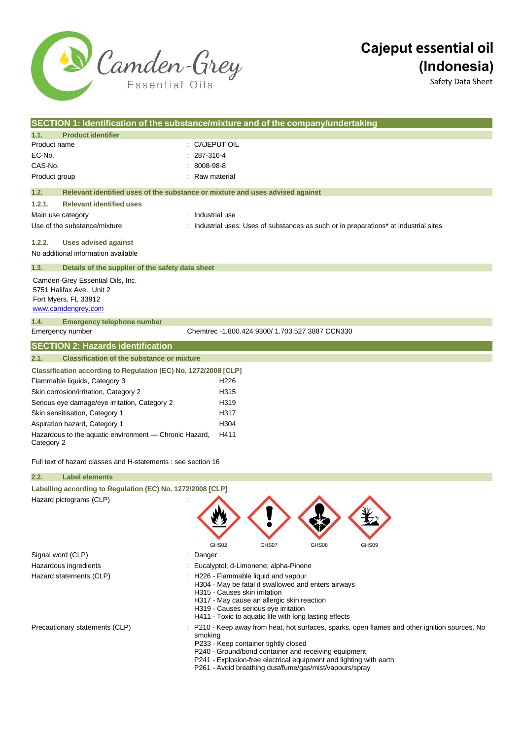# Cajeput essential oil (Indonesia)

Safety Data Sheet

## SECTION 1: Identification of the substance/mixture and of the company/undertaking

### 1.1. Product identifier

| | |
|---|---|
| Product name | : CAJEPUT OIL |
| EC-No. | : 287-316-4 |
| CAS-No. | : 8008-98-8 |
| Product group | : Raw material |

### 1.2. Relevant identified uses of the substance or mixture and uses advised against

#### 1.2.1. Relevant identified uses

| | |
|---|---|
| Main use category | : Industrial use |
| Use of the substance/mixture | : Industrial uses: Uses of substances as such or in preparations* at industrial sites |

#### 1.2.2. Uses advised against

No additional information available

### 1.3. Details of the supplier of the safety data sheet

Camden-Grey Essential Oils, Inc.
5751 Halifax Ave., Unit 2
Fort Myers, FL 33912
www.camdengrey.com

### 1.4. Emergency telephone number

| | |
|---|---|
| Emergency number | Chemtrec -1.800.424.9300/ 1.703.527.3887 CCN330 |

## SECTION 2: Hazards identification

### 2.1. Classification of the substance or mixture

**Classification according to Regulation (EC) No. 1272/2008 [CLP]**

| | |
|---|---|
| Flammable liquids, Category 3 | H226 |
| Skin corrosion/irritation, Category 2 | H315 |
| Serious eye damage/eye irritation, Category 2 | H319 |
| Skin sensitisation, Category 1 | H317 |
| Aspiration hazard, Category 1 | H304 |
| Hazardous to the aquatic environment — Chronic Hazard, Category 2 | H411 |

Full text of hazard classes and H-statements : see section 16

### 2.2. Label elements

**Labelling according to Regulation (EC) No. 1272/2008 [CLP]**

Hazard pictograms (CLP) :

GHS02 GHS07 GHS08 GHS09

| | |
|---|---|
| Signal word (CLP) | : Danger |
| Hazardous ingredients | : Eucalyptol; d-Limonene; alpha-Pinene |
| Hazard statements (CLP) | : H226 - Flammable liquid and vapour<br>H304 - May be fatal if swallowed and enters airways<br>H315 - Causes skin irritation<br>H317 - May cause an allergic skin reaction<br>H319 - Causes serious eye irritation<br>H411 - Toxic to aquatic life with long lasting effects |
| Precautionary statements (CLP) | : P210 - Keep away from heat, hot surfaces, sparks, open flames and other ignition sources. No smoking<br>P233 - Keep container tightly closed<br>P240 - Ground/bond container and receiving equipment<br>P241 - Explosion-free electrical equipment and lighting with earth<br>P261 - Avoid breathing dust/fume/gas/mist/vapours/spray |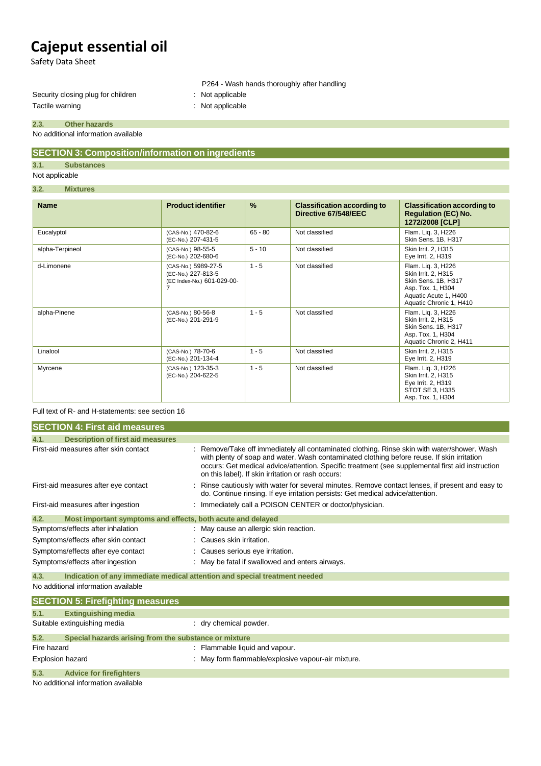P264 - Wash hands thoroughly after handling

Security closing plug for children : Not applicable

Tactile warning : Not applicable

### 2.3. Other hazards

No additional information available

## SECTION 3: Composition/information on ingredients

### 3.1. Substances

Not applicable

### 3.2. Mixtures

| Name | Product identifier | % | Classification according to Directive 67/548/EEC | Classification according to Regulation (EC) No. 1272/2008 [CLP] |
|---|---|---|---|---|
| Eucalyptol | (CAS-No.) 470-82-6<br>(EC-No.) 207-431-5 | 65 - 80 | Not classified | Flam. Liq. 3, H226<br>Skin Sens. 1B, H317 |
| alpha-Terpineol | (CAS-No.) 98-55-5<br>(EC-No.) 202-680-6 | 5 - 10 | Not classified | Skin Irrit. 2, H315<br>Eye Irrit. 2, H319 |
| d-Limonene | (CAS-No.) 5989-27-5<br>(EC-No.) 227-813-5<br>(EC Index-No.) 601-029-00-7 | 1 - 5 | Not classified | Flam. Liq. 3, H226<br>Skin Irrit. 2, H315<br>Skin Sens. 1B, H317<br>Asp. Tox. 1, H304<br>Aquatic Acute 1, H400<br>Aquatic Chronic 1, H410 |
| alpha-Pinene | (CAS-No.) 80-56-8<br>(EC-No.) 201-291-9 | 1 - 5 | Not classified | Flam. Liq. 3, H226<br>Skin Irrit. 2, H315<br>Skin Sens. 1B, H317<br>Asp. Tox. 1, H304<br>Aquatic Chronic 2, H411 |
| Linalool | (CAS-No.) 78-70-6<br>(EC-No.) 201-134-4 | 1 - 5 | Not classified | Skin Irrit. 2, H315<br>Eye Irrit. 2, H319 |
| Myrcene | (CAS-No.) 123-35-3<br>(EC-No.) 204-622-5 | 1 - 5 | Not classified | Flam. Liq. 3, H226<br>Skin Irrit. 2, H315<br>Eye Irrit. 2, H319<br>STOT SE 3, H335<br>Asp. Tox. 1, H304 |

Full text of R- and H-statements: see section 16

## SECTION 4: First aid measures

### 4.1. Description of first aid measures

First-aid measures after skin contact : Remove/Take off immediately all contaminated clothing. Rinse skin with water/shower. Wash with plenty of soap and water. Wash contaminated clothing before reuse. If skin irritation occurs: Get medical advice/attention. Specific treatment (see supplemental first aid instruction on this label). If skin irritation or rash occurs:

First-aid measures after eye contact : Rinse cautiously with water for several minutes. Remove contact lenses, if present and easy to do. Continue rinsing. If eye irritation persists: Get medical advice/attention.

First-aid measures after ingestion : Immediately call a POISON CENTER or doctor/physician.

### 4.2. Most important symptoms and effects, both acute and delayed

Symptoms/effects after inhalation : May cause an allergic skin reaction.

Symptoms/effects after skin contact : Causes skin irritation.

Symptoms/effects after eye contact : Causes serious eye irritation.

Symptoms/effects after ingestion : May be fatal if swallowed and enters airways.

### 4.3. Indication of any immediate medical attention and special treatment needed

No additional information available

## SECTION 5: Firefighting measures

### 5.1. Extinguishing media

Suitable extinguishing media : dry chemical powder.

### 5.2. Special hazards arising from the substance or mixture

Fire hazard : Flammable liquid and vapour.

Explosion hazard : May form flammable/explosive vapour-air mixture.

### 5.3. Advice for firefighters

No additional information available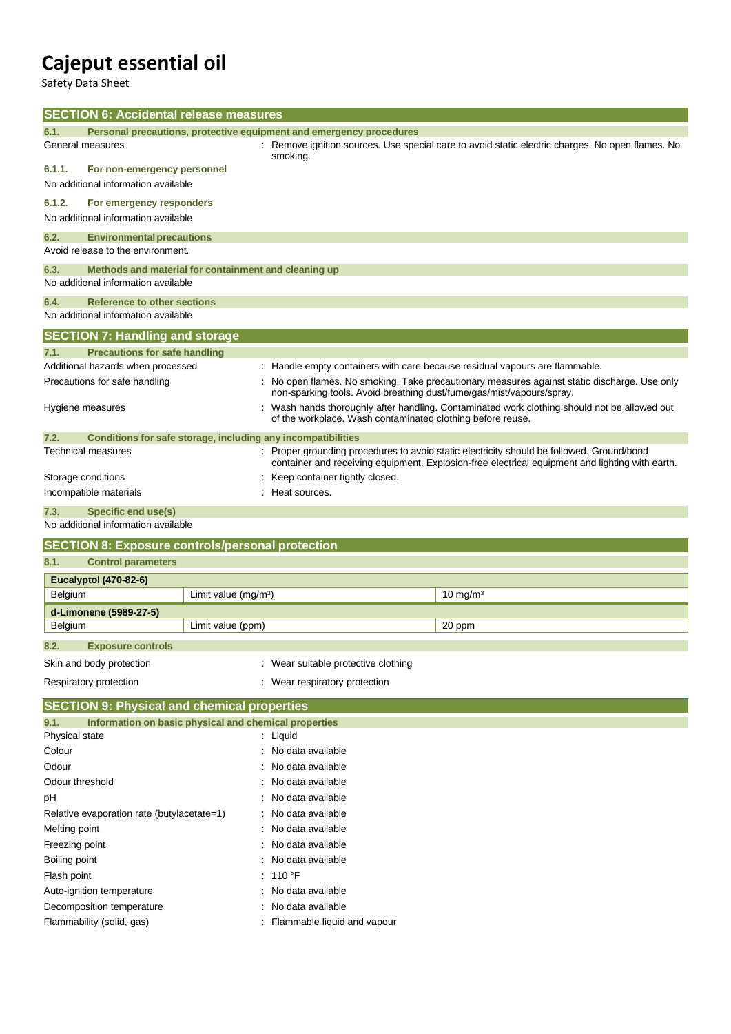# Cajeput essential oil

Safety Data Sheet

## SECTION 6: Accidental release measures

### 6.1. Personal precautions, protective equipment and emergency procedures

General measures : Remove ignition sources. Use special care to avoid static electric charges. No open flames. No smoking.

#### 6.1.1. For non-emergency personnel

No additional information available

#### 6.1.2. For emergency responders

No additional information available

### 6.2. Environmental precautions

Avoid release to the environment.

### 6.3. Methods and material for containment and cleaning up

No additional information available

### 6.4. Reference to other sections

No additional information available

## SECTION 7: Handling and storage

### 7.1. Precautions for safe handling

Additional hazards when processed : Handle empty containers with care because residual vapours are flammable.

Precautions for safe handling : No open flames. No smoking. Take precautionary measures against static discharge. Use only non-sparking tools. Avoid breathing dust/fume/gas/mist/vapours/spray.

Hygiene measures : Wash hands thoroughly after handling. Contaminated work clothing should not be allowed out of the workplace. Wash contaminated clothing before reuse.

### 7.2. Conditions for safe storage, including any incompatibilities

Technical measures : Proper grounding procedures to avoid static electricity should be followed. Ground/bond container and receiving equipment. Explosion-free electrical equipment and lighting with earth.

Storage conditions : Keep container tightly closed.

Incompatible materials : Heat sources.

### 7.3. Specific end use(s)

No additional information available

## SECTION 8: Exposure controls/personal protection

### 8.1. Control parameters

| | | |
|---|---|---|
| **Eucalyptol (470-82-6)** | | |
| Belgium | Limit value (mg/m³) | 10 mg/m³ |
| **d-Limonene (5989-27-5)** | | |
| Belgium | Limit value (ppm) | 20 ppm |

### 8.2. Exposure controls

Skin and body protection : Wear suitable protective clothing

Respiratory protection : Wear respiratory protection

## SECTION 9: Physical and chemical properties

### 9.1. Information on basic physical and chemical properties

Physical state : Liquid

Colour : No data available

Odour : No data available

Odour threshold : No data available

pH : No data available

Relative evaporation rate (butylacetate=1) : No data available

Melting point : No data available

Freezing point : No data available

Boiling point : No data available

Flash point : 110 °F

Auto-ignition temperature : No data available

Decomposition temperature : No data available

Flammability (solid, gas) : Flammable liquid and vapour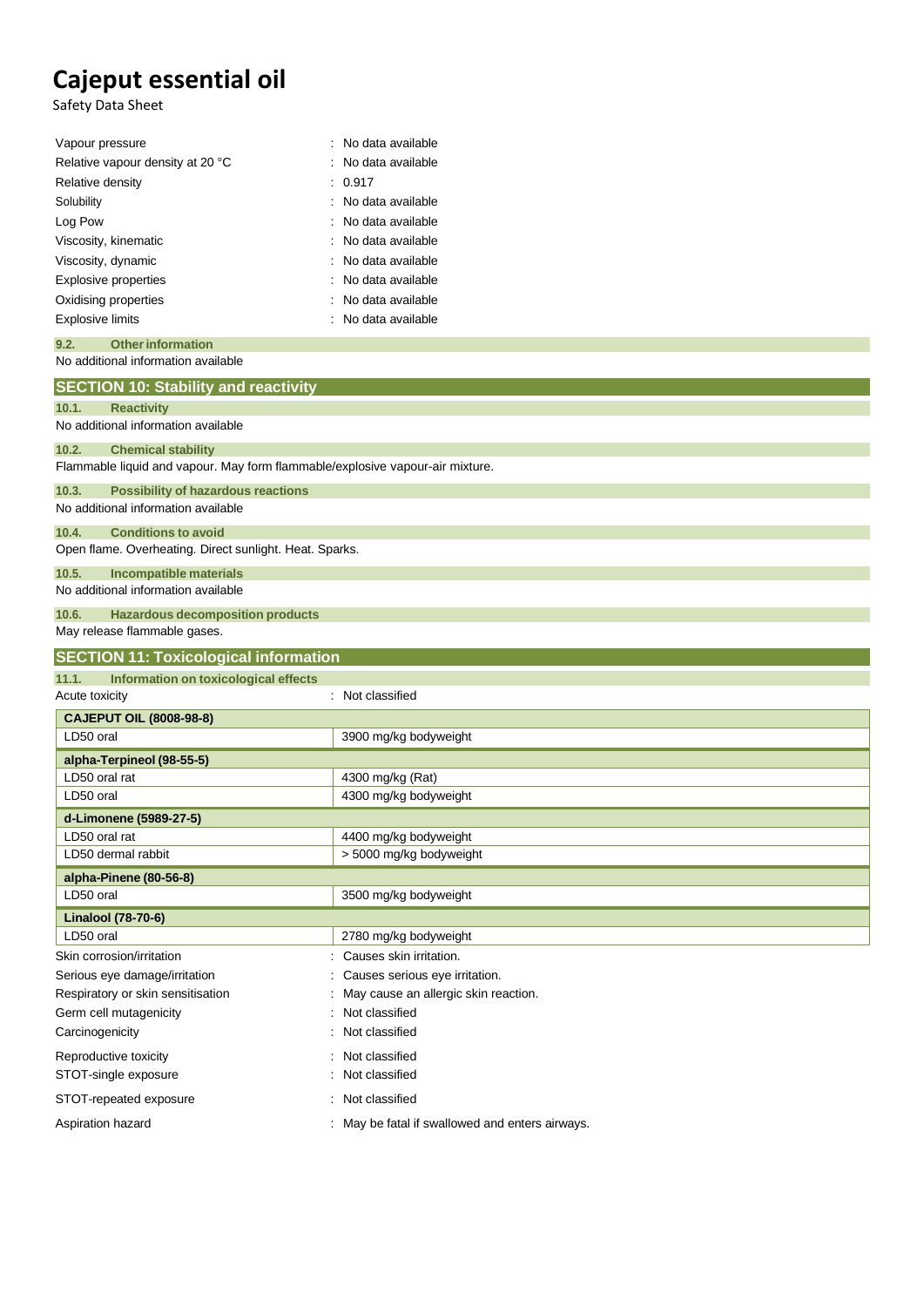| | |
|---|---|
| Vapour pressure | : No data available |
| Relative vapour density at 20 °C | : No data available |
| Relative density | : 0.917 |
| Solubility | : No data available |
| Log Pow | : No data available |
| Viscosity, kinematic | : No data available |
| Viscosity, dynamic | : No data available |
| Explosive properties | : No data available |
| Oxidising properties | : No data available |
| Explosive limits | : No data available |

### 9.2. Other information

No additional information available

## SECTION 10: Stability and reactivity

### 10.1. Reactivity

No additional information available

### 10.2. Chemical stability

Flammable liquid and vapour. May form flammable/explosive vapour-air mixture.

### 10.3. Possibility of hazardous reactions

No additional information available

### 10.4. Conditions to avoid

Open flame. Overheating. Direct sunlight. Heat. Sparks.

### 10.5. Incompatible materials

No additional information available

### 10.6. Hazardous decomposition products

May release flammable gases.

## SECTION 11: Toxicological information

### 11.1. Information on toxicological effects

Acute toxicity : Not classified

| | |
|---|---|
| **CAJEPUT OIL (8008-98-8)** | |
| LD50 oral | 3900 mg/kg bodyweight |
| **alpha-Terpineol (98-55-5)** | |
| LD50 oral rat | 4300 mg/kg (Rat) |
| LD50 oral | 4300 mg/kg bodyweight |
| **d-Limonene (5989-27-5)** | |
| LD50 oral rat | 4400 mg/kg bodyweight |
| LD50 dermal rabbit | > 5000 mg/kg bodyweight |
| **alpha-Pinene (80-56-8)** | |
| LD50 oral | 3500 mg/kg bodyweight |
| **Linalool (78-70-6)** | |
| LD50 oral | 2780 mg/kg bodyweight |

| | |
|---|---|
| Skin corrosion/irritation | : Causes skin irritation. |
| Serious eye damage/irritation | : Causes serious eye irritation. |
| Respiratory or skin sensitisation | : May cause an allergic skin reaction. |
| Germ cell mutagenicity | : Not classified |
| Carcinogenicity | : Not classified |
| Reproductive toxicity | : Not classified |
| STOT-single exposure | : Not classified |
| STOT-repeated exposure | : Not classified |
| Aspiration hazard | : May be fatal if swallowed and enters airways. |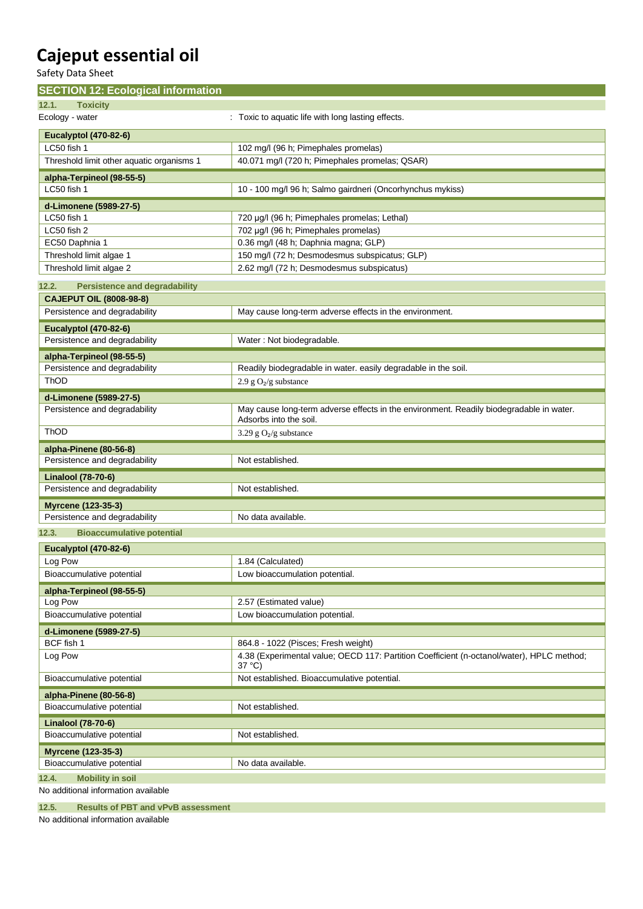# Cajeput essential oil

Safety Data Sheet

## SECTION 12: Ecological information

### 12.1. Toxicity

Ecology - water : Toxic to aquatic life with long lasting effects.

| Eucalyptol (470-82-6) | |
|---|---|
| LC50 fish 1 | 102 mg/l (96 h; Pimephales promelas) |
| Threshold limit other aquatic organisms 1 | 40.071 mg/l (720 h; Pimephales promelas; QSAR) |

| alpha-Terpineol (98-55-5) | |
|---|---|
| LC50 fish 1 | 10 - 100 mg/l 96 h; Salmo gairdneri (Oncorhynchus mykiss) |

| d-Limonene (5989-27-5) | |
|---|---|
| LC50 fish 1 | 720 µg/l (96 h; Pimephales promelas; Lethal) |
| LC50 fish 2 | 702 µg/l (96 h; Pimephales promelas) |
| EC50 Daphnia 1 | 0.36 mg/l (48 h; Daphnia magna; GLP) |
| Threshold limit algae 1 | 150 mg/l (72 h; Desmodesmus subspicatus; GLP) |
| Threshold limit algae 2 | 2.62 mg/l (72 h; Desmodesmus subspicatus) |

### 12.2. Persistence and degradability

| CAJEPUT OIL (8008-98-8) | |
|---|---|
| Persistence and degradability | May cause long-term adverse effects in the environment. |

| Eucalyptol (470-82-6) | |
|---|---|
| Persistence and degradability | Water : Not biodegradable. |

| alpha-Terpineol (98-55-5) | |
|---|---|
| Persistence and degradability | Readily biodegradable in water. easily degradable in the soil. |
| ThOD | 2.9 g $O_2$/g substance |

| d-Limonene (5989-27-5) | |
|---|---|
| Persistence and degradability | May cause long-term adverse effects in the environment. Readily biodegradable in water. Adsorbs into the soil. |
| ThOD | 3.29 g $O_2$/g substance |

| alpha-Pinene (80-56-8) | |
|---|---|
| Persistence and degradability | Not established. |

| Linalool (78-70-6) | |
|---|---|
| Persistence and degradability | Not established. |

| Myrcene (123-35-3) | |
|---|---|
| Persistence and degradability | No data available. |

### 12.3. Bioaccumulative potential

| Eucalyptol (470-82-6) | |
|---|---|
| Log Pow | 1.84 (Calculated) |
| Bioaccumulative potential | Low bioaccumulation potential. |

| alpha-Terpineol (98-55-5) | |
|---|---|
| Log Pow | 2.57 (Estimated value) |
| Bioaccumulative potential | Low bioaccumulation potential. |

| d-Limonene (5989-27-5) | |
|---|---|
| BCF fish 1 | 864.8 - 1022 (Pisces; Fresh weight) |
| Log Pow | 4.38 (Experimental value; OECD 117: Partition Coefficient (n-octanol/water), HPLC method; 37 °C) |
| Bioaccumulative potential | Not established. Bioaccumulative potential. |

| alpha-Pinene (80-56-8) | |
|---|---|
| Bioaccumulative potential | Not established. |

| Linalool (78-70-6) | |
|---|---|
| Bioaccumulative potential | Not established. |

| Myrcene (123-35-3) | |
|---|---|
| Bioaccumulative potential | No data available. |

### 12.4. Mobility in soil

No additional information available

### 12.5. Results of PBT and vPvB assessment

No additional information available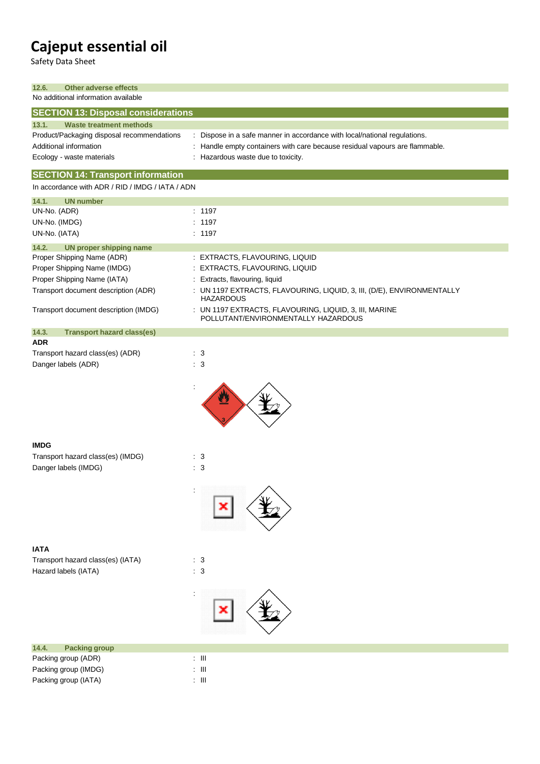### 12.6. Other adverse effects

No additional information available

## SECTION 13: Disposal considerations

### 13.1. Waste treatment methods

| | |
|---|---|
| Product/Packaging disposal recommendations | : Dispose in a safe manner in accordance with local/national regulations. |
| Additional information | : Handle empty containers with care because residual vapours are flammable. |
| Ecology - waste materials | : Hazardous waste due to toxicity. |

## SECTION 14: Transport information

In accordance with ADR / RID / IMDG / IATA / ADN

### 14.1. UN number

| | |
|---|---|
| UN-No. (ADR) | : 1197 |
| UN-No. (IMDG) | : 1197 |
| UN-No. (IATA) | : 1197 |

### 14.2. UN proper shipping name

| | |
|---|---|
| Proper Shipping Name (ADR) | : EXTRACTS, FLAVOURING, LIQUID |
| Proper Shipping Name (IMDG) | : EXTRACTS, FLAVOURING, LIQUID |
| Proper Shipping Name (IATA) | : Extracts, flavouring, liquid |
| Transport document description (ADR) | : UN 1197 EXTRACTS, FLAVOURING, LIQUID, 3, III, (D/E), ENVIRONMENTALLY HAZARDOUS |
| Transport document description (IMDG) | : UN 1197 EXTRACTS, FLAVOURING, LIQUID, 3, III, MARINE POLLUTANT/ENVIRONMENTALLY HAZARDOUS |

### 14.3. Transport hazard class(es)

**ADR**

| | |
|---|---|
| Transport hazard class(es) (ADR) | : 3 |
| Danger labels (ADR) | : 3 |

:

**IMDG**

| | |
|---|---|
| Transport hazard class(es) (IMDG) | : 3 |
| Danger labels (IMDG) | : 3 |

:

**IATA**

| | |
|---|---|
| Transport hazard class(es) (IATA) | : 3 |
| Hazard labels (IATA) | : 3 |

:

### 14.4. Packing group

| | |
|---|---|
| Packing group (ADR) | : III |
| Packing group (IMDG) | : III |
| Packing group (IATA) | : III |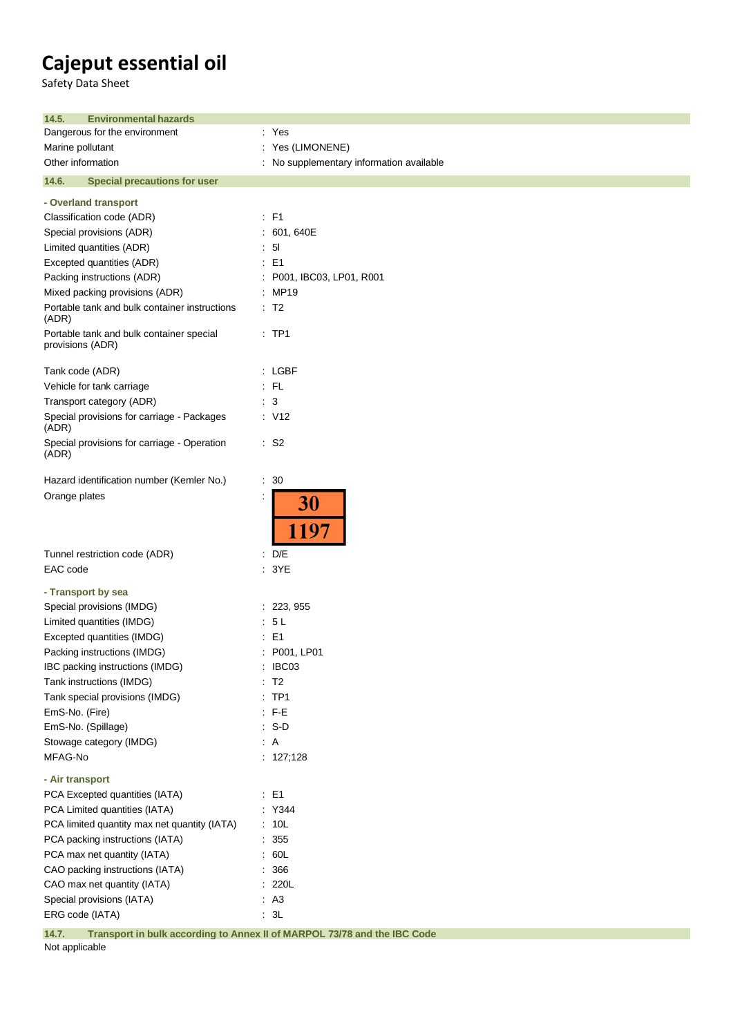# Cajeput essential oil

Safety Data Sheet

## 14.5. Environmental hazards

| | |
|---|---|
| Dangerous for the environment | : Yes |
| Marine pollutant | : Yes (LIMONENE) |
| Other information | : No supplementary information available |

## 14.6. Special precautions for user

**- Overland transport**

| | |
|---|---|
| Classification code (ADR) | : F1 |
| Special provisions (ADR) | : 601, 640E |
| Limited quantities (ADR) | : 5l |
| Excepted quantities (ADR) | : E1 |
| Packing instructions (ADR) | : P001, IBC03, LP01, R001 |
| Mixed packing provisions (ADR) | : MP19 |
| Portable tank and bulk container instructions (ADR) | : T2 |
| Portable tank and bulk container special provisions (ADR) | : TP1 |
| Tank code (ADR) | : LGBF |
| Vehicle for tank carriage | : FL |
| Transport category (ADR) | : 3 |
| Special provisions for carriage - Packages (ADR) | : V12 |
| Special provisions for carriage - Operation (ADR) | : S2 |
| Hazard identification number (Kemler No.) | : 30 |
| Orange plates | : 30 / 1197 |
| Tunnel restriction code (ADR) | : D/E |
| EAC code | : 3YE |

**- Transport by sea**

| | |
|---|---|
| Special provisions (IMDG) | : 223, 955 |
| Limited quantities (IMDG) | : 5 L |
| Excepted quantities (IMDG) | : E1 |
| Packing instructions (IMDG) | : P001, LP01 |
| IBC packing instructions (IMDG) | : IBC03 |
| Tank instructions (IMDG) | : T2 |
| Tank special provisions (IMDG) | : TP1 |
| EmS-No. (Fire) | : F-E |
| EmS-No. (Spillage) | : S-D |
| Stowage category (IMDG) | : A |
| MFAG-No | : 127;128 |

**- Air transport**

| | |
|---|---|
| PCA Excepted quantities (IATA) | : E1 |
| PCA Limited quantities (IATA) | : Y344 |
| PCA limited quantity max net quantity (IATA) | : 10L |
| PCA packing instructions (IATA) | : 355 |
| PCA max net quantity (IATA) | : 60L |
| CAO packing instructions (IATA) | : 366 |
| CAO max net quantity (IATA) | : 220L |
| Special provisions (IATA) | : A3 |
| ERG code (IATA) | : 3L |

## 14.7. Transport in bulk according to Annex II of MARPOL 73/78 and the IBC Code

Not applicable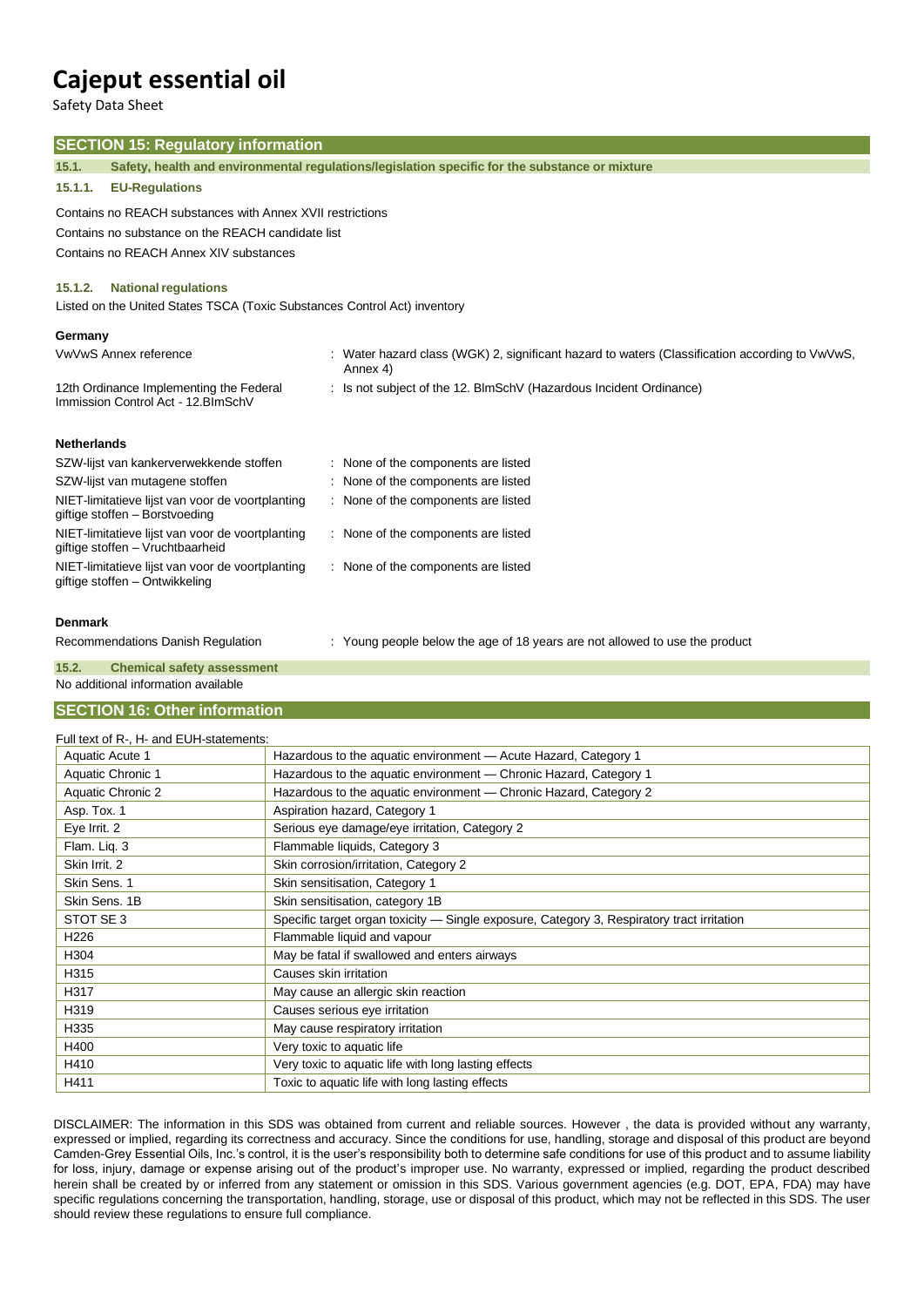# Cajeput essential oil

Safety Data Sheet

## SECTION 15: Regulatory information

### 15.1. Safety, health and environmental regulations/legislation specific for the substance or mixture

#### 15.1.1. EU-Regulations

Contains no REACH substances with Annex XVII restrictions

Contains no substance on the REACH candidate list

Contains no REACH Annex XIV substances

#### 15.1.2. National regulations

Listed on the United States TSCA (Toxic Substances Control Act) inventory

**Germany**

| | |
|---|---|
| VwVwS Annex reference | : Water hazard class (WGK) 2, significant hazard to waters (Classification according to VwVwS, Annex 4) |
| 12th Ordinance Implementing the Federal Immission Control Act - 12.BImSchV | : Is not subject of the 12. BlmSchV (Hazardous Incident Ordinance) |

**Netherlands**

| | |
|---|---|
| SZW-lijst van kankerverwekkende stoffen | : None of the components are listed |
| SZW-lijst van mutagene stoffen | : None of the components are listed |
| NIET-limitatieve lijst van voor de voortplanting giftige stoffen – Borstvoeding | : None of the components are listed |
| NIET-limitatieve lijst van voor de voortplanting giftige stoffen – Vruchtbaarheid | : None of the components are listed |
| NIET-limitatieve lijst van voor de voortplanting giftige stoffen – Ontwikkeling | : None of the components are listed |

**Denmark**

| | |
|---|---|
| Recommendations Danish Regulation | : Young people below the age of 18 years are not allowed to use the product |

### 15.2. Chemical safety assessment

No additional information available

## SECTION 16: Other information

Full text of R-, H- and EUH-statements:

| | |
|---|---|
| Aquatic Acute 1 | Hazardous to the aquatic environment — Acute Hazard, Category 1 |
| Aquatic Chronic 1 | Hazardous to the aquatic environment — Chronic Hazard, Category 1 |
| Aquatic Chronic 2 | Hazardous to the aquatic environment — Chronic Hazard, Category 2 |
| Asp. Tox. 1 | Aspiration hazard, Category 1 |
| Eye Irrit. 2 | Serious eye damage/eye irritation, Category 2 |
| Flam. Liq. 3 | Flammable liquids, Category 3 |
| Skin Irrit. 2 | Skin corrosion/irritation, Category 2 |
| Skin Sens. 1 | Skin sensitisation, Category 1 |
| Skin Sens. 1B | Skin sensitisation, category 1B |
| STOT SE 3 | Specific target organ toxicity — Single exposure, Category 3, Respiratory tract irritation |
| H226 | Flammable liquid and vapour |
| H304 | May be fatal if swallowed and enters airways |
| H315 | Causes skin irritation |
| H317 | May cause an allergic skin reaction |
| H319 | Causes serious eye irritation |
| H335 | May cause respiratory irritation |
| H400 | Very toxic to aquatic life |
| H410 | Very toxic to aquatic life with long lasting effects |
| H411 | Toxic to aquatic life with long lasting effects |

DISCLAIMER: The information in this SDS was obtained from current and reliable sources. However , the data is provided without any warranty, expressed or implied, regarding its correctness and accuracy. Since the conditions for use, handling, storage and disposal of this product are beyond Camden-Grey Essential Oils, Inc.'s control, it is the user's responsibility both to determine safe conditions for use of this product and to assume liability for loss, injury, damage or expense arising out of the product's improper use. No warranty, expressed or implied, regarding the product described herein shall be created by or inferred from any statement or omission in this SDS. Various government agencies (e.g. DOT, EPA, FDA) may have specific regulations concerning the transportation, handling, storage, use or disposal of this product, which may not be reflected in this SDS. The user should review these regulations to ensure full compliance.